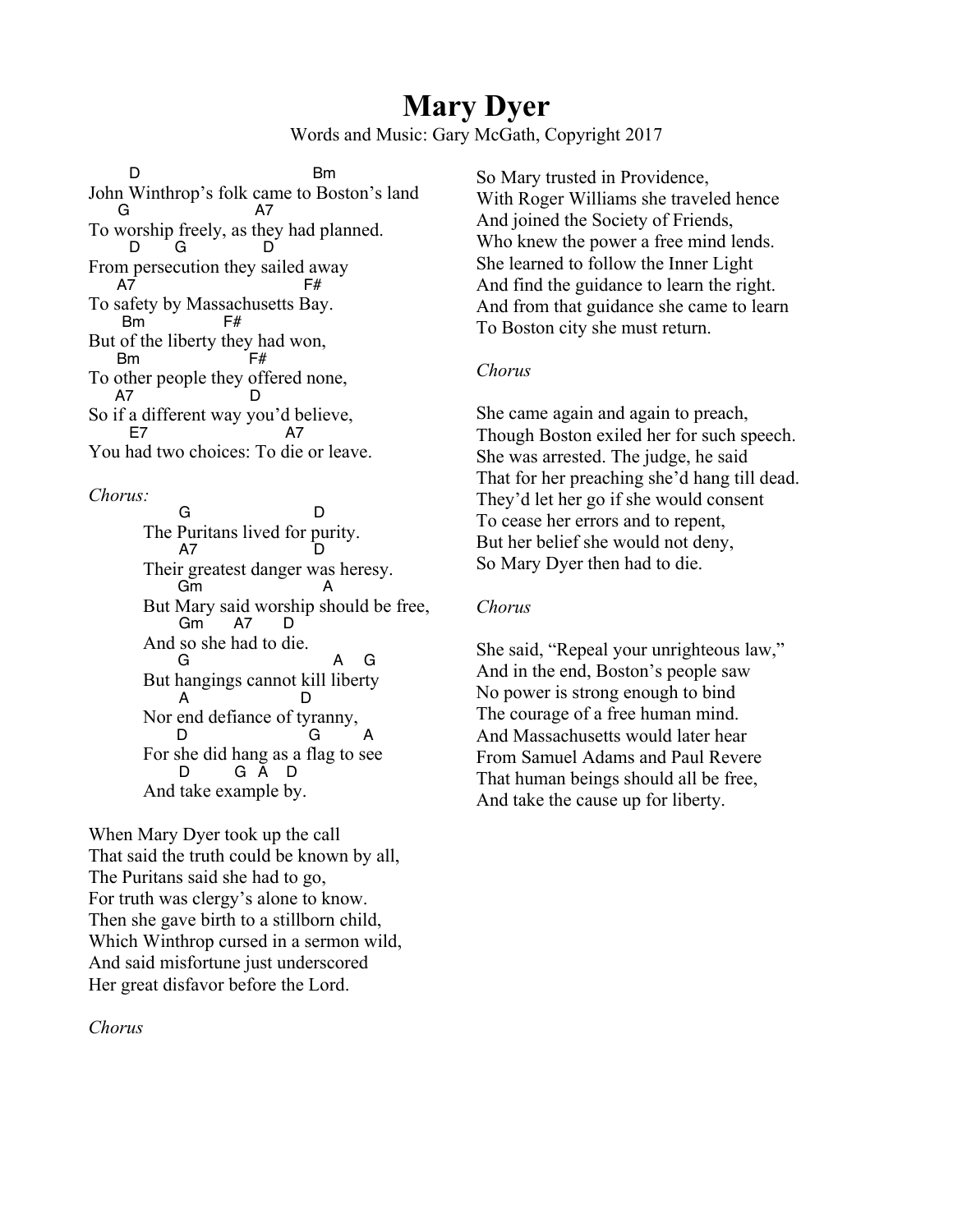# Mary Dyer

Words and Music: Gary McGath, Copyright 2017

```
     D                            Bm
John Winthrop's folk came to Boston's land
   G                      A7
To worship freely, as they had planned.
     D       G             D
From persecution they sailed away
   A7                          F#
To safety by Massachusetts Bay.
    Bm              F#
But of the liberty they had won,
    Bm                 F#
To other people they offered none,
   A7                   D
So if a different way you'd believe,
     E7                     A7
You had two choices: To die or leave.
```

*Chorus:*

```
     G                      D
The Puritans lived for purity.
     A7                    D
Their greatest danger was heresy.
     Gm                         A
But Mary said worship should be free,
     Gm      A7     D
And so she had to die.
     G                           A    G
But hangings cannot kill liberty
     A                D
Nor end defiance of tyranny,
     D                    G        A
For she did hang as a flag to see
     D         G  A   D
And take example by.
```

When Mary Dyer took up the call
That said the truth could be known by all,
The Puritans said she had to go,
For truth was clergy's alone to know.
Then she gave birth to a stillborn child,
Which Winthrop cursed in a sermon wild,
And said misfortune just underscored
Her great disfavor before the Lord.

*Chorus*

So Mary trusted in Providence,
With Roger Williams she traveled hence
And joined the Society of Friends,
Who knew the power a free mind lends.
She learned to follow the Inner Light
And find the guidance to learn the right.
And from that guidance she came to learn
To Boston city she must return.

*Chorus*

She came again and again to preach,
Though Boston exiled her for such speech.
She was arrested. The judge, he said
That for her preaching she'd hang till dead.
They'd let her go if she would consent
To cease her errors and to repent,
But her belief she would not deny,
So Mary Dyer then had to die.

*Chorus*

She said, "Repeal your unrighteous law,"
And in the end, Boston's people saw
No power is strong enough to bind
The courage of a free human mind.
And Massachusetts would later hear
From Samuel Adams and Paul Revere
That human beings should all be free,
And take the cause up for liberty.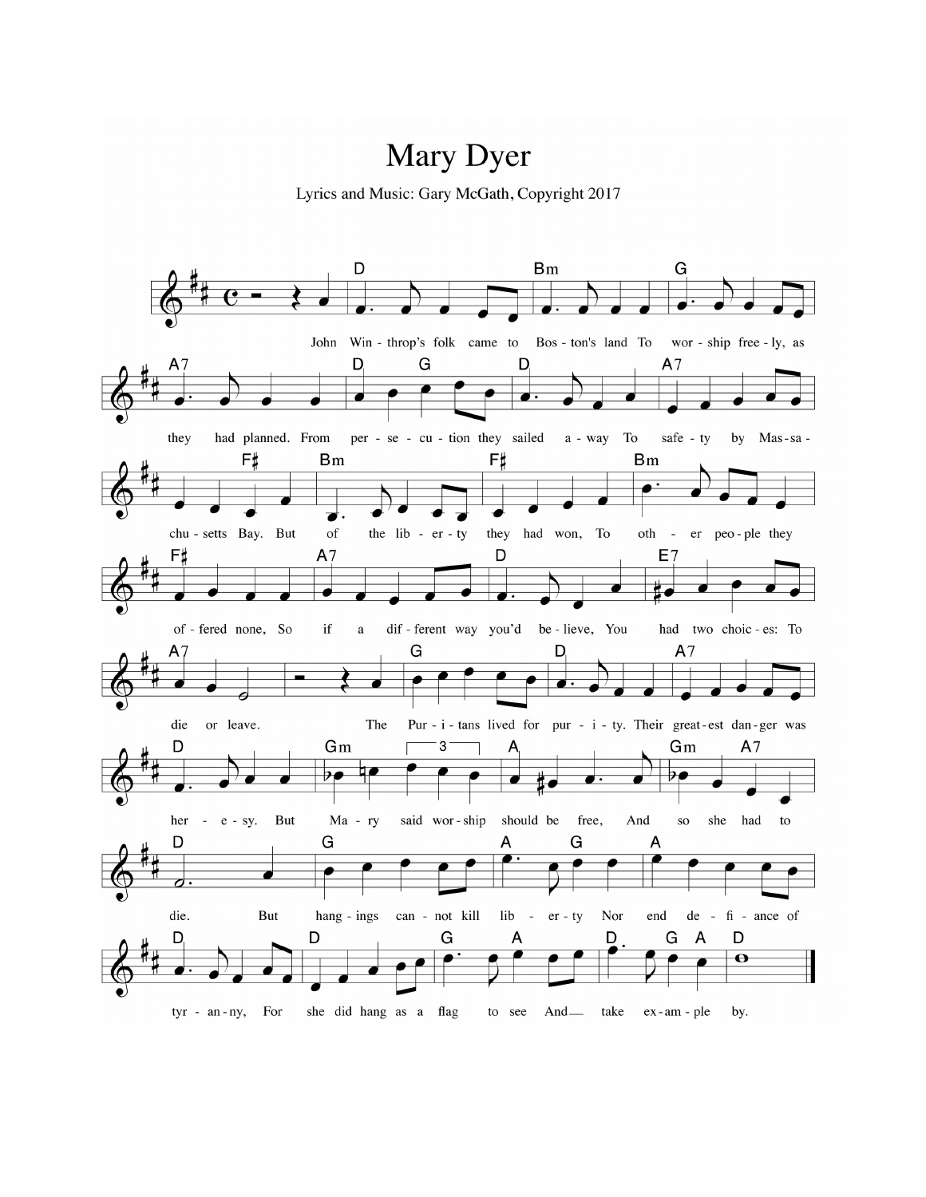# Mary Dyer

Lyrics and Music: Gary McGath, Copyright 2017

John Win - throp's folk came to Bos - ton's land To wor - ship free - ly, as they had planned. From per - se - cu - tion they sailed a - way To safe - ty by Mas - sa - chu - setts Bay. But of the lib - er - ty they had won, To oth - er peo - ple they of - fered none, So if a dif - ferent way you'd be - lieve, You had two choic - es: To die or leave. The Pur - i - tans lived for pur - i - ty. Their great - est dan - ger was her - e - sy. But Ma - ry said wor - ship should be free, And so she had to die. But hang - ings can - not kill lib - er - ty Nor end de - fi - ance of tyr - an - ny, For she did hang as a flag to see And take ex - am - ple by.